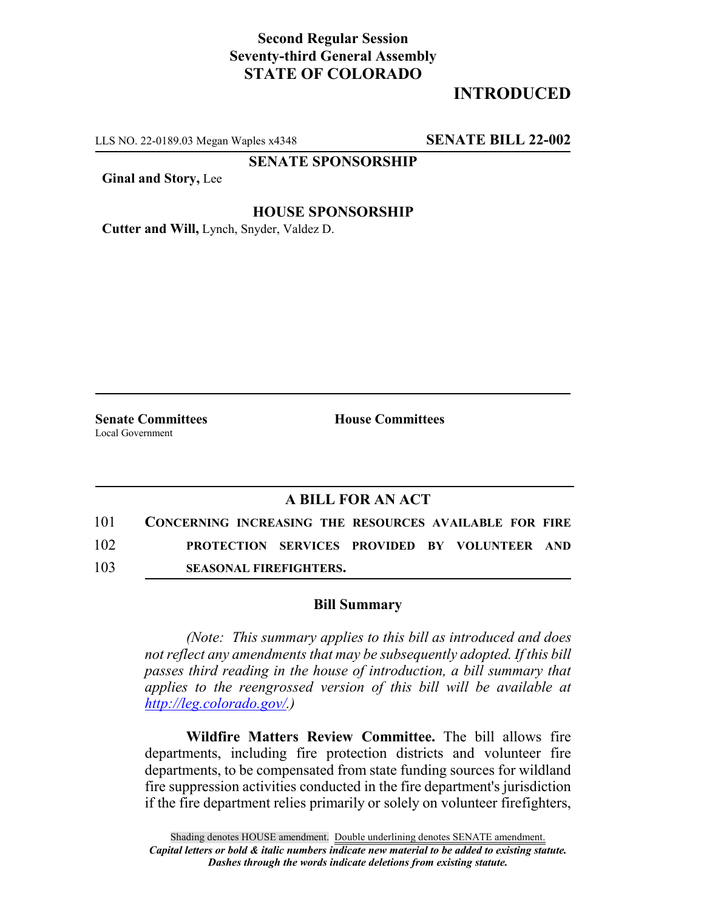**Second Regular Session**
**Seventy-third General Assembly**
**STATE OF COLORADO**

# INTRODUCED

LLS NO. 22-0189.03 Megan Waples x4348 **SENATE BILL 22-002**

**SENATE SPONSORSHIP**

**Ginal and Story,** Lee

**HOUSE SPONSORSHIP**

**Cutter and Will,** Lynch, Snyder, Valdez D.

**Senate Committees**
Local Government

**House Committees**

## A BILL FOR AN ACT

101 **CONCERNING INCREASING THE RESOURCES AVAILABLE FOR FIRE**
102 **PROTECTION SERVICES PROVIDED BY VOLUNTEER AND**
103 **SEASONAL FIREFIGHTERS.**

### Bill Summary

*(Note: This summary applies to this bill as introduced and does not reflect any amendments that may be subsequently adopted. If this bill passes third reading in the house of introduction, a bill summary that applies to the reengrossed version of this bill will be available at http://leg.colorado.gov/.)*

**Wildfire Matters Review Committee.** The bill allows fire departments, including fire protection districts and volunteer fire departments, to be compensated from state funding sources for wildland fire suppression activities conducted in the fire department's jurisdiction if the fire department relies primarily or solely on volunteer firefighters,

Shading denotes HOUSE amendment. Double underlining denotes SENATE amendment.
*Capital letters or bold & italic numbers indicate new material to be added to existing statute.*
*Dashes through the words indicate deletions from existing statute.*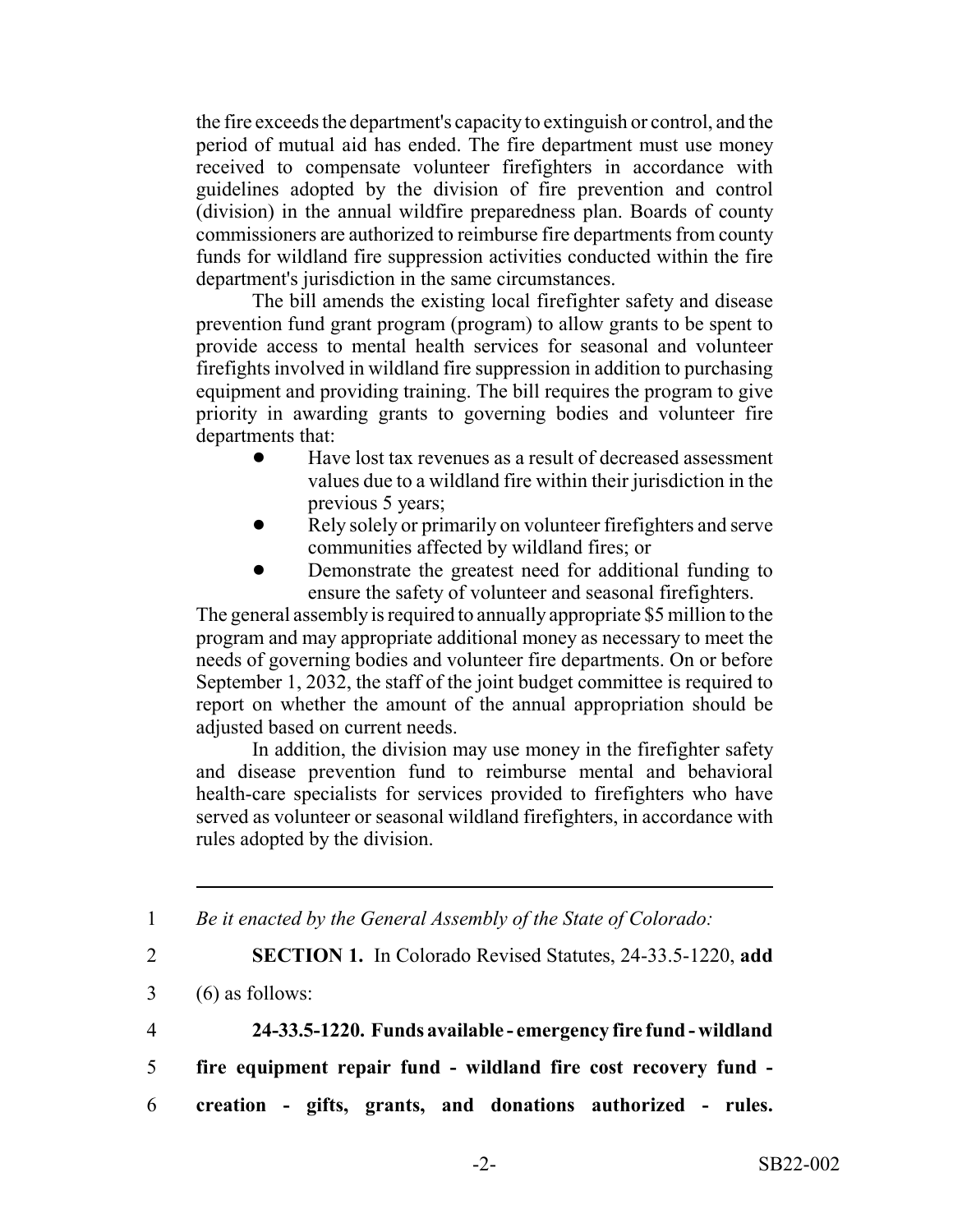the fire exceeds the department's capacity to extinguish or control, and the period of mutual aid has ended. The fire department must use money received to compensate volunteer firefighters in accordance with guidelines adopted by the division of fire prevention and control (division) in the annual wildfire preparedness plan. Boards of county commissioners are authorized to reimburse fire departments from county funds for wildland fire suppression activities conducted within the fire department's jurisdiction in the same circumstances.

The bill amends the existing local firefighter safety and disease prevention fund grant program (program) to allow grants to be spent to provide access to mental health services for seasonal and volunteer firefights involved in wildland fire suppression in addition to purchasing equipment and providing training. The bill requires the program to give priority in awarding grants to governing bodies and volunteer fire departments that:

- Have lost tax revenues as a result of decreased assessment values due to a wildland fire within their jurisdiction in the previous 5 years;
- Rely solely or primarily on volunteer firefighters and serve communities affected by wildland fires; or
- Demonstrate the greatest need for additional funding to ensure the safety of volunteer and seasonal firefighters.

The general assembly is required to annually appropriate $5 million to the program and may appropriate additional money as necessary to meet the needs of governing bodies and volunteer fire departments. On or before September 1, 2032, the staff of the joint budget committee is required to report on whether the amount of the annual appropriation should be adjusted based on current needs.

In addition, the division may use money in the firefighter safety and disease prevention fund to reimburse mental and behavioral health-care specialists for services provided to firefighters who have served as volunteer or seasonal wildland firefighters, in accordance with rules adopted by the division.

---

1 *Be it enacted by the General Assembly of the State of Colorado:*

2 **SECTION 1.** In Colorado Revised Statutes, 24-33.5-1220, **add**

3 (6) as follows:

4 **24-33.5-1220. Funds available - emergency fire fund - wildland**

5 **fire equipment repair fund - wildland fire cost recovery fund -**

6 **creation - gifts, grants, and donations authorized - rules.**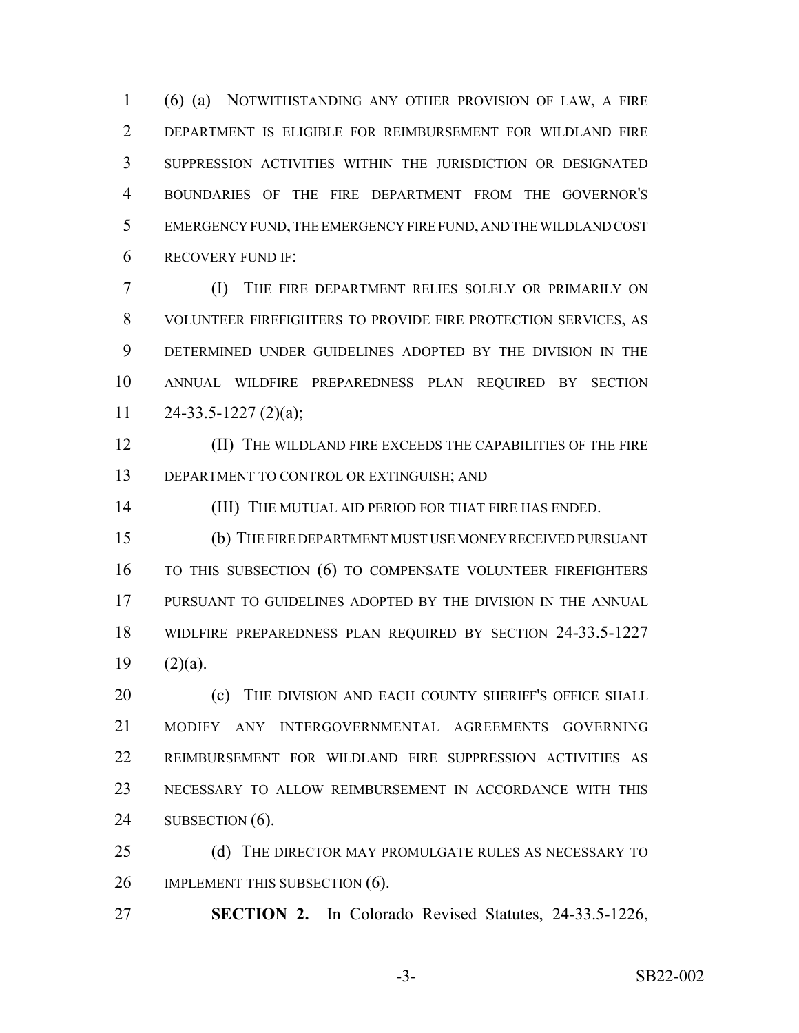(6) (a) NOTWITHSTANDING ANY OTHER PROVISION OF LAW, A FIRE DEPARTMENT IS ELIGIBLE FOR REIMBURSEMENT FOR WILDLAND FIRE SUPPRESSION ACTIVITIES WITHIN THE JURISDICTION OR DESIGNATED BOUNDARIES OF THE FIRE DEPARTMENT FROM THE GOVERNOR'S EMERGENCY FUND, THE EMERGENCY FIRE FUND, AND THE WILDLAND COST RECOVERY FUND IF:

(I) THE FIRE DEPARTMENT RELIES SOLELY OR PRIMARILY ON VOLUNTEER FIREFIGHTERS TO PROVIDE FIRE PROTECTION SERVICES, AS DETERMINED UNDER GUIDELINES ADOPTED BY THE DIVISION IN THE ANNUAL WILDFIRE PREPAREDNESS PLAN REQUIRED BY SECTION 24-33.5-1227 (2)(a);

(II) THE WILDLAND FIRE EXCEEDS THE CAPABILITIES OF THE FIRE DEPARTMENT TO CONTROL OR EXTINGUISH; AND

(III) THE MUTUAL AID PERIOD FOR THAT FIRE HAS ENDED.

(b) THE FIRE DEPARTMENT MUST USE MONEY RECEIVED PURSUANT TO THIS SUBSECTION (6) TO COMPENSATE VOLUNTEER FIREFIGHTERS PURSUANT TO GUIDELINES ADOPTED BY THE DIVISION IN THE ANNUAL WIDLFIRE PREPAREDNESS PLAN REQUIRED BY SECTION 24-33.5-1227 (2)(a).

(c) THE DIVISION AND EACH COUNTY SHERIFF'S OFFICE SHALL MODIFY ANY INTERGOVERNMENTAL AGREEMENTS GOVERNING REIMBURSEMENT FOR WILDLAND FIRE SUPPRESSION ACTIVITIES AS NECESSARY TO ALLOW REIMBURSEMENT IN ACCORDANCE WITH THIS SUBSECTION (6).

(d) THE DIRECTOR MAY PROMULGATE RULES AS NECESSARY TO IMPLEMENT THIS SUBSECTION (6).

**SECTION 2.** In Colorado Revised Statutes, 24-33.5-1226,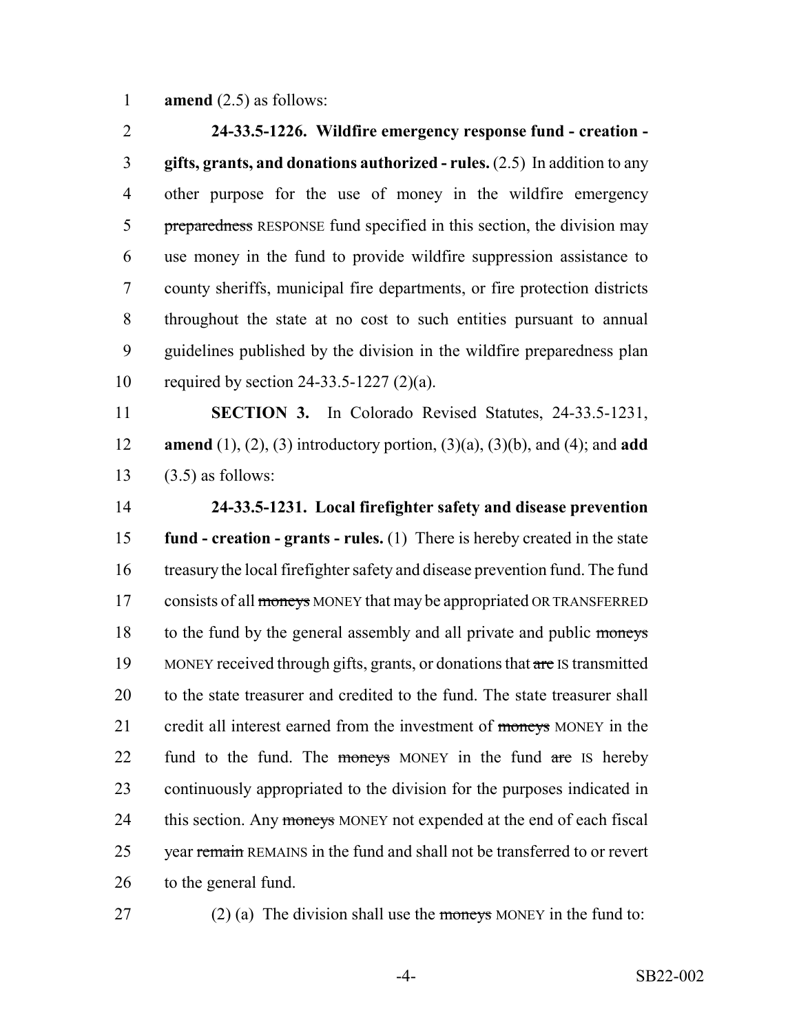**amend** (2.5) as follows:

**24-33.5-1226. Wildfire emergency response fund - creation - gifts, grants, and donations authorized - rules.** (2.5) In addition to any other purpose for the use of money in the wildfire emergency ~~preparedness~~ RESPONSE fund specified in this section, the division may use money in the fund to provide wildfire suppression assistance to county sheriffs, municipal fire departments, or fire protection districts throughout the state at no cost to such entities pursuant to annual guidelines published by the division in the wildfire preparedness plan required by section 24-33.5-1227 (2)(a).

**SECTION 3.** In Colorado Revised Statutes, 24-33.5-1231, **amend** (1), (2), (3) introductory portion, (3)(a), (3)(b), and (4); and **add** (3.5) as follows:

**24-33.5-1231. Local firefighter safety and disease prevention fund - creation - grants - rules.** (1) There is hereby created in the state treasury the local firefighter safety and disease prevention fund. The fund consists of all ~~moneys~~ MONEY that may be appropriated OR TRANSFERRED to the fund by the general assembly and all private and public ~~moneys~~ MONEY received through gifts, grants, or donations that ~~are~~ IS transmitted to the state treasurer and credited to the fund. The state treasurer shall credit all interest earned from the investment of ~~moneys~~ MONEY in the fund to the fund. The ~~moneys~~ MONEY in the fund ~~are~~ IS hereby continuously appropriated to the division for the purposes indicated in this section. Any ~~moneys~~ MONEY not expended at the end of each fiscal year ~~remain~~ REMAINS in the fund and shall not be transferred to or revert to the general fund.

(2) (a) The division shall use the ~~moneys~~ MONEY in the fund to: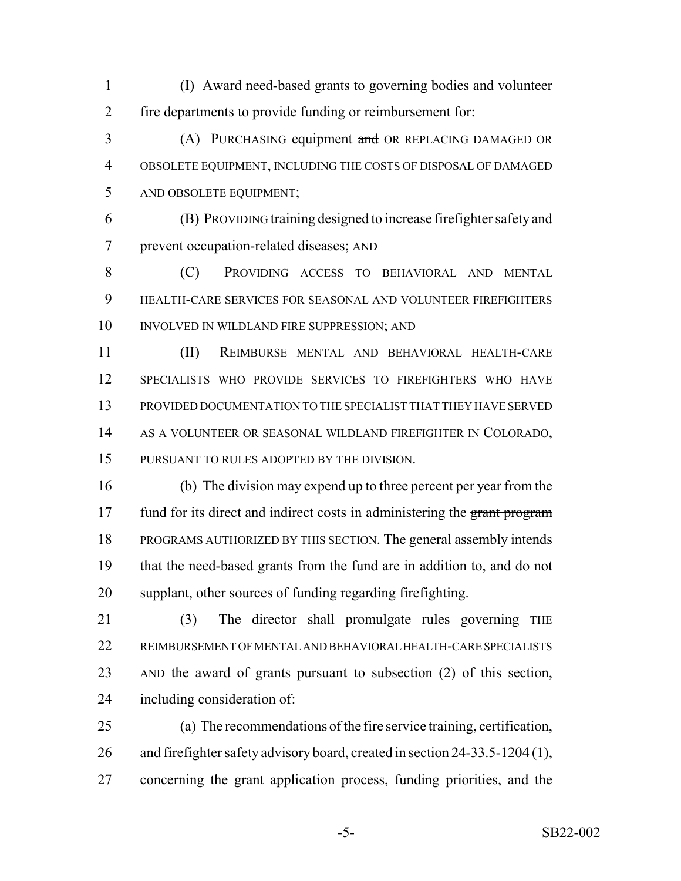(I) Award need-based grants to governing bodies and volunteer fire departments to provide funding or reimbursement for:

(A) PURCHASING equipment ~~and~~ OR REPLACING DAMAGED OR OBSOLETE EQUIPMENT, INCLUDING THE COSTS OF DISPOSAL OF DAMAGED AND OBSOLETE EQUIPMENT;

(B) PROVIDING training designed to increase firefighter safety and prevent occupation-related diseases; AND

(C) PROVIDING ACCESS TO BEHAVIORAL AND MENTAL HEALTH-CARE SERVICES FOR SEASONAL AND VOLUNTEER FIREFIGHTERS INVOLVED IN WILDLAND FIRE SUPPRESSION; AND

(II) REIMBURSE MENTAL AND BEHAVIORAL HEALTH-CARE SPECIALISTS WHO PROVIDE SERVICES TO FIREFIGHTERS WHO HAVE PROVIDED DOCUMENTATION TO THE SPECIALIST THAT THEY HAVE SERVED AS A VOLUNTEER OR SEASONAL WILDLAND FIREFIGHTER IN COLORADO, PURSUANT TO RULES ADOPTED BY THE DIVISION.

(b) The division may expend up to three percent per year from the fund for its direct and indirect costs in administering the ~~grant program~~ PROGRAMS AUTHORIZED BY THIS SECTION. The general assembly intends that the need-based grants from the fund are in addition to, and do not supplant, other sources of funding regarding firefighting.

(3) The director shall promulgate rules governing THE REIMBURSEMENT OF MENTAL AND BEHAVIORAL HEALTH-CARE SPECIALISTS AND the award of grants pursuant to subsection (2) of this section, including consideration of:

(a) The recommendations of the fire service training, certification, and firefighter safety advisory board, created in section 24-33.5-1204 (1), concerning the grant application process, funding priorities, and the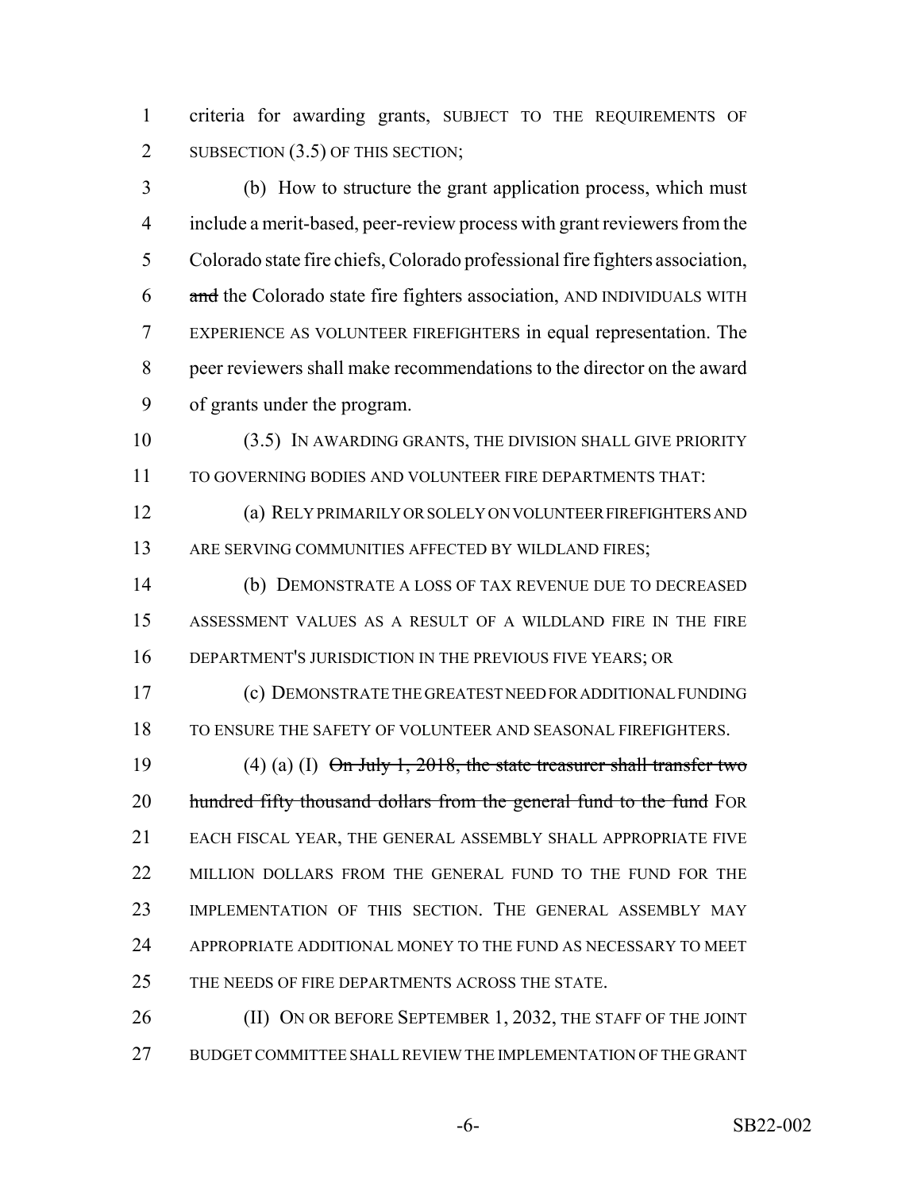criteria for awarding grants, SUBJECT TO THE REQUIREMENTS OF SUBSECTION (3.5) OF THIS SECTION;

(b) How to structure the grant application process, which must include a merit-based, peer-review process with grant reviewers from the Colorado state fire chiefs, Colorado professional fire fighters association, ~~and~~ the Colorado state fire fighters association, AND INDIVIDUALS WITH EXPERIENCE AS VOLUNTEER FIREFIGHTERS in equal representation. The peer reviewers shall make recommendations to the director on the award of grants under the program.

(3.5) IN AWARDING GRANTS, THE DIVISION SHALL GIVE PRIORITY TO GOVERNING BODIES AND VOLUNTEER FIRE DEPARTMENTS THAT:

(a) RELY PRIMARILY OR SOLELY ON VOLUNTEER FIREFIGHTERS AND ARE SERVING COMMUNITIES AFFECTED BY WILDLAND FIRES;

(b) DEMONSTRATE A LOSS OF TAX REVENUE DUE TO DECREASED ASSESSMENT VALUES AS A RESULT OF A WILDLAND FIRE IN THE FIRE DEPARTMENT'S JURISDICTION IN THE PREVIOUS FIVE YEARS; OR

(c) DEMONSTRATE THE GREATEST NEED FOR ADDITIONAL FUNDING TO ENSURE THE SAFETY OF VOLUNTEER AND SEASONAL FIREFIGHTERS.

(4) (a) (I) ~~On July 1, 2018, the state treasurer shall transfer two hundred fifty thousand dollars from the general fund to the fund~~ FOR EACH FISCAL YEAR, THE GENERAL ASSEMBLY SHALL APPROPRIATE FIVE MILLION DOLLARS FROM THE GENERAL FUND TO THE FUND FOR THE IMPLEMENTATION OF THIS SECTION. THE GENERAL ASSEMBLY MAY APPROPRIATE ADDITIONAL MONEY TO THE FUND AS NECESSARY TO MEET THE NEEDS OF FIRE DEPARTMENTS ACROSS THE STATE.

(II) ON OR BEFORE SEPTEMBER 1, 2032, THE STAFF OF THE JOINT BUDGET COMMITTEE SHALL REVIEW THE IMPLEMENTATION OF THE GRANT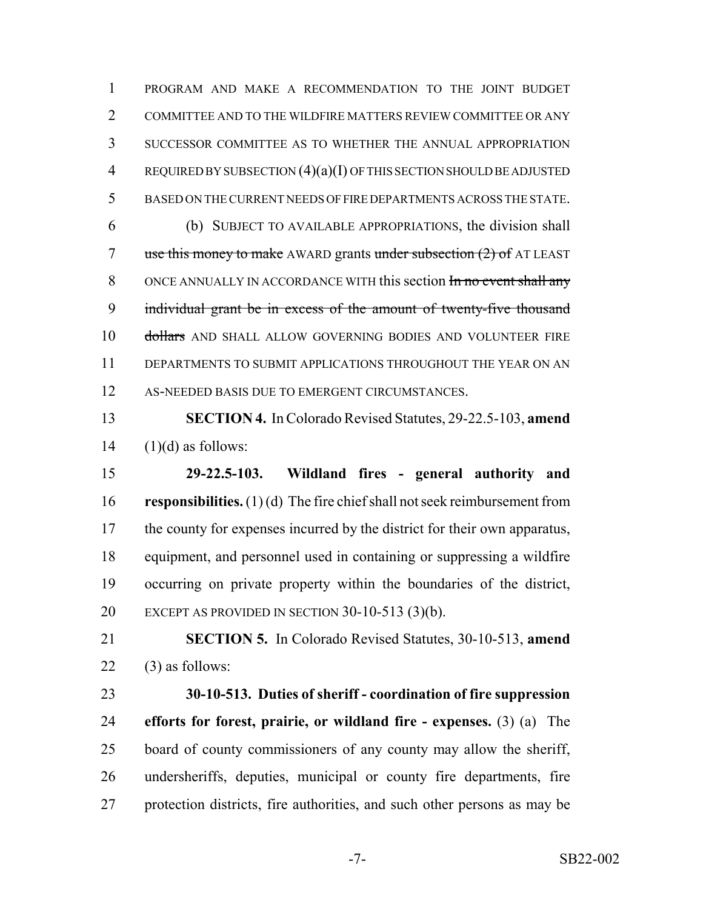PROGRAM AND MAKE A RECOMMENDATION TO THE JOINT BUDGET COMMITTEE AND TO THE WILDFIRE MATTERS REVIEW COMMITTEE OR ANY SUCCESSOR COMMITTEE AS TO WHETHER THE ANNUAL APPROPRIATION REQUIRED BY SUBSECTION (4)(a)(I) OF THIS SECTION SHOULD BE ADJUSTED BASED ON THE CURRENT NEEDS OF FIRE DEPARTMENTS ACROSS THE STATE.

(b) SUBJECT TO AVAILABLE APPROPRIATIONS, the division shall ~~use this money to make~~ AWARD grants ~~under subsection (2) of~~ AT LEAST ONCE ANNUALLY IN ACCORDANCE WITH this section ~~In no event shall any individual grant be in excess of the amount of twenty-five thousand dollars~~ AND SHALL ALLOW GOVERNING BODIES AND VOLUNTEER FIRE DEPARTMENTS TO SUBMIT APPLICATIONS THROUGHOUT THE YEAR ON AN AS-NEEDED BASIS DUE TO EMERGENT CIRCUMSTANCES.

**SECTION 4.** In Colorado Revised Statutes, 29-22.5-103, **amend** (1)(d) as follows:

**29-22.5-103. Wildland fires - general authority and responsibilities.** (1) (d) The fire chief shall not seek reimbursement from the county for expenses incurred by the district for their own apparatus, equipment, and personnel used in containing or suppressing a wildfire occurring on private property within the boundaries of the district, EXCEPT AS PROVIDED IN SECTION 30-10-513 (3)(b).

**SECTION 5.** In Colorado Revised Statutes, 30-10-513, **amend** (3) as follows:

**30-10-513. Duties of sheriff - coordination of fire suppression efforts for forest, prairie, or wildland fire - expenses.** (3) (a) The board of county commissioners of any county may allow the sheriff, undersheriffs, deputies, municipal or county fire departments, fire protection districts, fire authorities, and such other persons as may be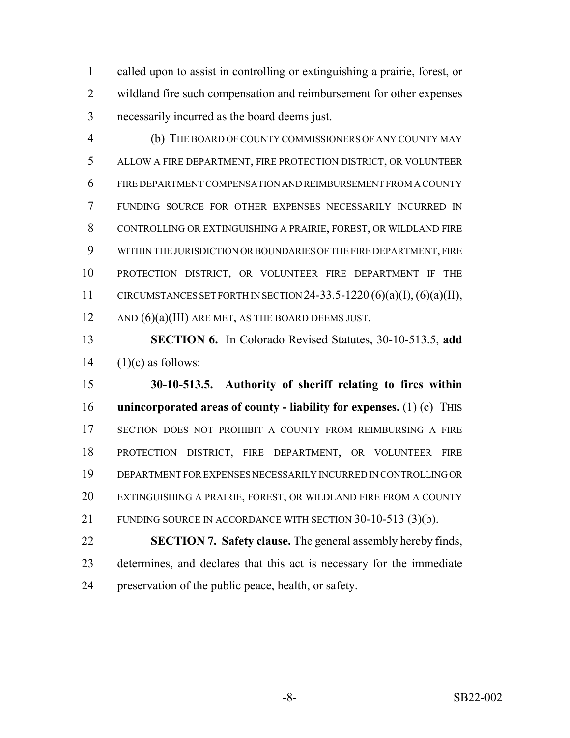called upon to assist in controlling or extinguishing a prairie, forest, or wildland fire such compensation and reimbursement for other expenses necessarily incurred as the board deems just.

(b) THE BOARD OF COUNTY COMMISSIONERS OF ANY COUNTY MAY ALLOW A FIRE DEPARTMENT, FIRE PROTECTION DISTRICT, OR VOLUNTEER FIRE DEPARTMENT COMPENSATION AND REIMBURSEMENT FROM A COUNTY FUNDING SOURCE FOR OTHER EXPENSES NECESSARILY INCURRED IN CONTROLLING OR EXTINGUISHING A PRAIRIE, FOREST, OR WILDLAND FIRE WITHIN THE JURISDICTION OR BOUNDARIES OF THE FIRE DEPARTMENT, FIRE PROTECTION DISTRICT, OR VOLUNTEER FIRE DEPARTMENT IF THE CIRCUMSTANCES SET FORTH IN SECTION 24-33.5-1220 (6)(a)(I), (6)(a)(II), AND (6)(a)(III) ARE MET, AS THE BOARD DEEMS JUST.

**SECTION 6.** In Colorado Revised Statutes, 30-10-513.5, **add** (1)(c) as follows:

**30-10-513.5. Authority of sheriff relating to fires within unincorporated areas of county - liability for expenses.** (1) (c) THIS SECTION DOES NOT PROHIBIT A COUNTY FROM REIMBURSING A FIRE PROTECTION DISTRICT, FIRE DEPARTMENT, OR VOLUNTEER FIRE DEPARTMENT FOR EXPENSES NECESSARILY INCURRED IN CONTROLLING OR EXTINGUISHING A PRAIRIE, FOREST, OR WILDLAND FIRE FROM A COUNTY FUNDING SOURCE IN ACCORDANCE WITH SECTION 30-10-513 (3)(b).

**SECTION 7. Safety clause.** The general assembly hereby finds, determines, and declares that this act is necessary for the immediate preservation of the public peace, health, or safety.